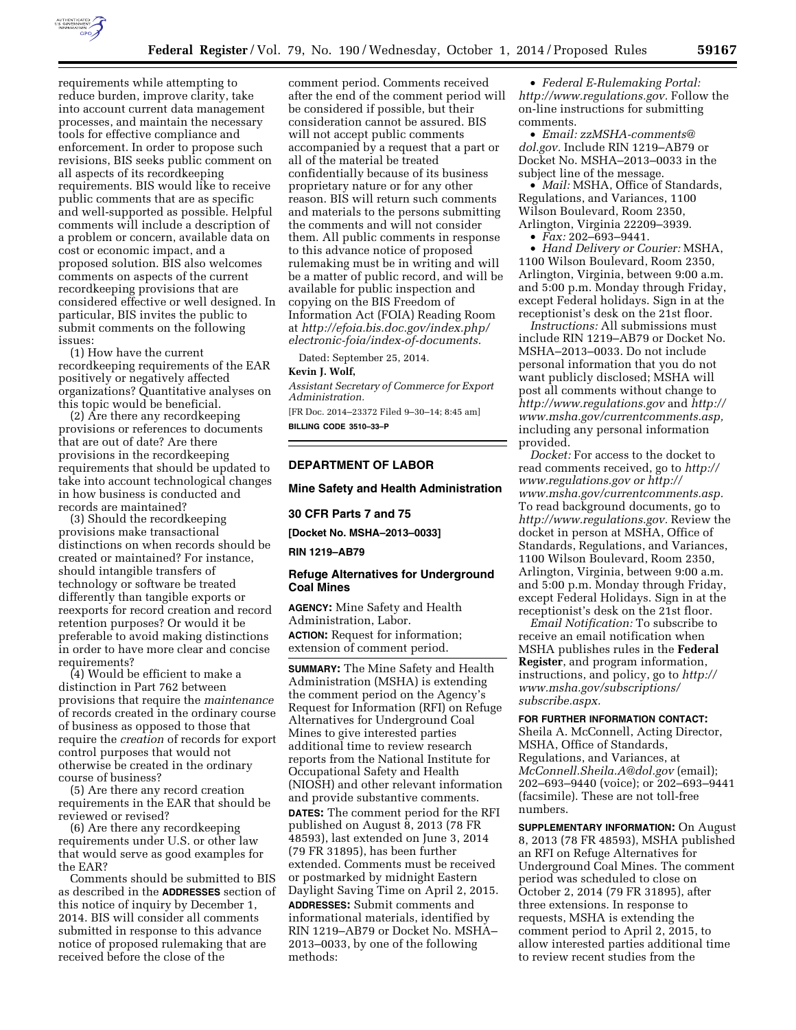requirements while attempting to reduce burden, improve clarity, take into account current data management processes, and maintain the necessary tools for effective compliance and enforcement. In order to propose such revisions, BIS seeks public comment on all aspects of its recordkeeping requirements. BIS would like to receive public comments that are as specific and well-supported as possible. Helpful comments will include a description of a problem or concern, available data on cost or economic impact, and a proposed solution. BIS also welcomes comments on aspects of the current recordkeeping provisions that are considered effective or well designed. In particular, BIS invites the public to submit comments on the following issues:

(1) How have the current recordkeeping requirements of the EAR positively or negatively affected organizations? Quantitative analyses on this topic would be beneficial.

(2) Are there any recordkeeping provisions or references to documents that are out of date? Are there provisions in the recordkeeping requirements that should be updated to take into account technological changes in how business is conducted and records are maintained?

(3) Should the recordkeeping provisions make transactional distinctions on when records should be created or maintained? For instance, should intangible transfers of technology or software be treated differently than tangible exports or reexports for record creation and record retention purposes? Or would it be preferable to avoid making distinctions in order to have more clear and concise requirements?

(4) Would be efficient to make a distinction in Part 762 between provisions that require the *maintenance* of records created in the ordinary course of business as opposed to those that require the *creation* of records for export control purposes that would not otherwise be created in the ordinary course of business?

(5) Are there any record creation requirements in the EAR that should be reviewed or revised?

(6) Are there any recordkeeping requirements under U.S. or other law that would serve as good examples for the EAR?

Comments should be submitted to BIS as described in the **ADDRESSES** section of this notice of inquiry by December 1, 2014. BIS will consider all comments submitted in response to this advance notice of proposed rulemaking that are received before the close of the comment period. Comments received after the end of the comment period will be considered if possible, but their consideration cannot be assured. BIS will not accept public comments accompanied by a request that a part or all of the material be treated confidentially because of its business proprietary nature or for any other reason. BIS will return such comments and materials to the persons submitting the comments and will not consider them. All public comments in response to this advance notice of proposed rulemaking must be in writing and will be a matter of public record, and will be available for public inspection and copying on the BIS Freedom of Information Act (FOIA) Reading Room at *http://efoia.bis.doc.gov/index.php/electronic-foia/index-of-documents.*

Dated: September 25, 2014.

**Kevin J. Wolf,**

*Assistant Secretary of Commerce for Export Administration.*

[FR Doc. 2014–23372 Filed 9–30–14; 8:45 am]

**BILLING CODE 3510–33–P**

---

## DEPARTMENT OF LABOR

### Mine Safety and Health Administration

### 30 CFR Parts 7 and 75

**[Docket No. MSHA–2013–0033]**

**RIN 1219–AB79**

### Refuge Alternatives for Underground Coal Mines

**AGENCY:** Mine Safety and Health Administration, Labor.

**ACTION:** Request for information; extension of comment period.

**SUMMARY:** The Mine Safety and Health Administration (MSHA) is extending the comment period on the Agency's Request for Information (RFI) on Refuge Alternatives for Underground Coal Mines to give interested parties additional time to review research reports from the National Institute for Occupational Safety and Health (NIOSH) and other relevant information and provide substantive comments.

**DATES:** The comment period for the RFI published on August 8, 2013 (78 FR 48593), last extended on June 3, 2014 (79 FR 31895), has been further extended. Comments must be received or postmarked by midnight Eastern Daylight Saving Time on April 2, 2015.

**ADDRESSES:** Submit comments and informational materials, identified by RIN 1219–AB79 or Docket No. MSHA–2013–0033, by one of the following methods:

- *Federal E-Rulemaking Portal: http://www.regulations.gov.* Follow the on-line instructions for submitting comments.
- *Email: zzMSHA-comments@dol.gov.* Include RIN 1219–AB79 or Docket No. MSHA–2013–0033 in the subject line of the message.
- *Mail:* MSHA, Office of Standards, Regulations, and Variances, 1100 Wilson Boulevard, Room 2350, Arlington, Virginia 22209–3939.
- *Fax:* 202–693–9441.
- *Hand Delivery or Courier:* MSHA, 1100 Wilson Boulevard, Room 2350, Arlington, Virginia, between 9:00 a.m. and 5:00 p.m. Monday through Friday, except Federal holidays. Sign in at the receptionist's desk on the 21st floor.

*Instructions:* All submissions must include RIN 1219–AB79 or Docket No. MSHA–2013–0033. Do not include personal information that you do not want publicly disclosed; MSHA will post all comments without change to *http://www.regulations.gov* and *http://www.msha.gov/currentcomments.asp,* including any personal information provided.

*Docket:* For access to the docket to read comments received, go to *http://www.regulations.gov or http://www.msha.gov/currentcomments.asp.* To read background documents, go to *http://www.regulations.gov.* Review the docket in person at MSHA, Office of Standards, Regulations, and Variances, 1100 Wilson Boulevard, Room 2350, Arlington, Virginia, between 9:00 a.m. and 5:00 p.m. Monday through Friday, except Federal Holidays. Sign in at the receptionist's desk on the 21st floor.

*Email Notification:* To subscribe to receive an email notification when MSHA publishes rules in the **Federal Register**, and program information, instructions, and policy, go to *http://www.msha.gov/subscriptions/subscribe.aspx.*

**FOR FURTHER INFORMATION CONTACT:** Sheila A. McConnell, Acting Director, MSHA, Office of Standards, Regulations, and Variances, at *McConnell.Sheila.A@dol.gov* (email); 202–693–9440 (voice); or 202–693–9441 (facsimile). These are not toll-free numbers.

**SUPPLEMENTARY INFORMATION:** On August 8, 2013 (78 FR 48593), MSHA published an RFI on Refuge Alternatives for Underground Coal Mines. The comment period was scheduled to close on October 2, 2014 (79 FR 31895), after three extensions. In response to requests, MSHA is extending the comment period to April 2, 2015, to allow interested parties additional time to review recent studies from the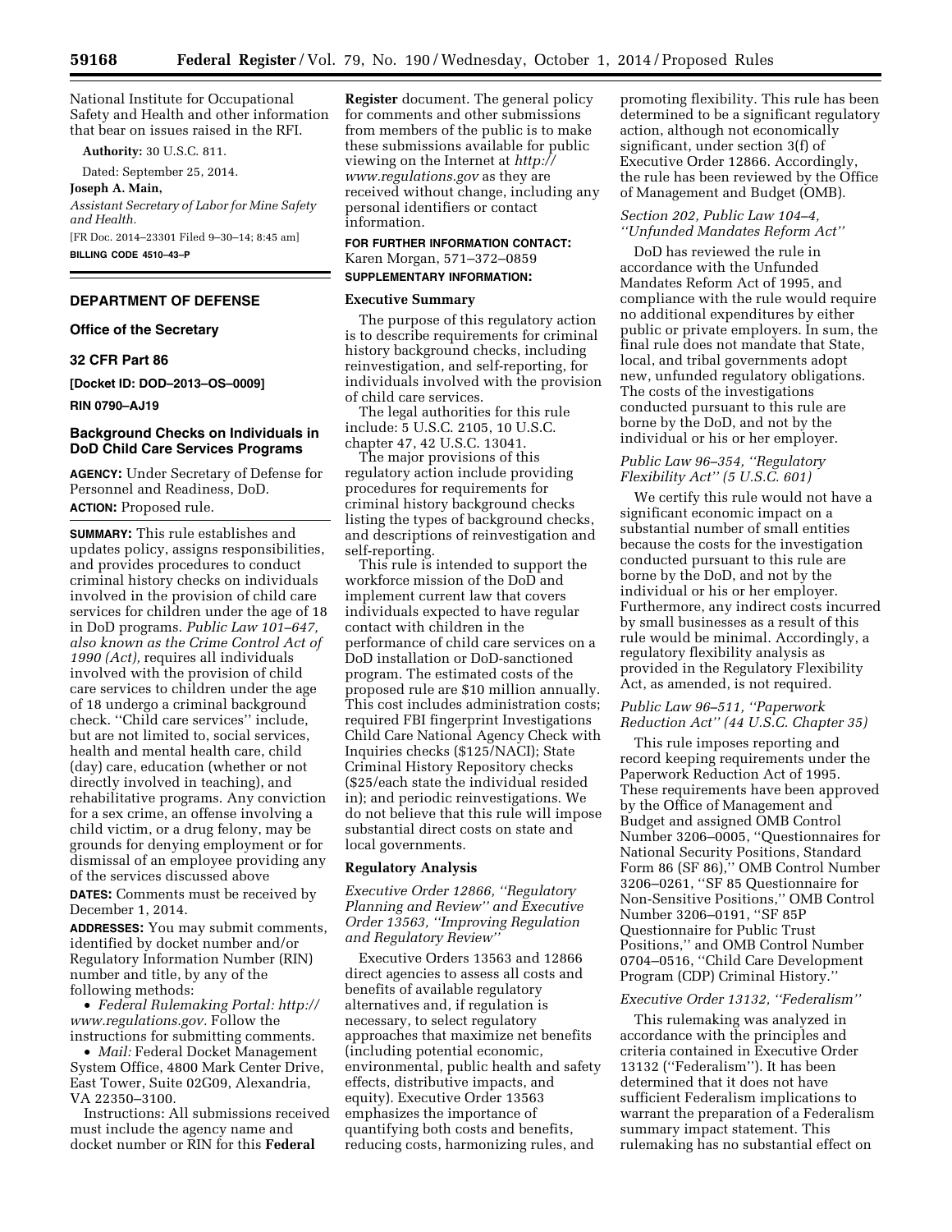National Institute for Occupational Safety and Health and other information that bear on issues raised in the RFI.

**Authority:** 30 U.S.C. 811.

Dated: September 25, 2014.

**Joseph A. Main,**

*Assistant Secretary of Labor for Mine Safety and Health.*

[FR Doc. 2014–23301 Filed 9–30–14; 8:45 am]

**BILLING CODE 4510–43–P**

## DEPARTMENT OF DEFENSE

### Office of the Secretary

### 32 CFR Part 86

**[Docket ID: DOD–2013–OS–0009]**

**RIN 0790–AJ19**

### Background Checks on Individuals in DoD Child Care Services Programs

**AGENCY:** Under Secretary of Defense for Personnel and Readiness, DoD.

**ACTION:** Proposed rule.

**SUMMARY:** This rule establishes and updates policy, assigns responsibilities, and provides procedures to conduct criminal history checks on individuals involved in the provision of child care services for children under the age of 18 in DoD programs. *Public Law 101–647, also known as the Crime Control Act of 1990 (Act),* requires all individuals involved with the provision of child care services to children under the age of 18 undergo a criminal background check. ''Child care services'' include, but are not limited to, social services, health and mental health care, child (day) care, education (whether or not directly involved in teaching), and rehabilitative programs. Any conviction for a sex crime, an offense involving a child victim, or a drug felony, may be grounds for denying employment or for dismissal of an employee providing any of the services discussed above

**DATES:** Comments must be received by December 1, 2014.

**ADDRESSES:** You may submit comments, identified by docket number and/or Regulatory Information Number (RIN) number and title, by any of the following methods:

- *Federal Rulemaking Portal: http://www.regulations.gov.* Follow the instructions for submitting comments.
- *Mail:* Federal Docket Management System Office, 4800 Mark Center Drive, East Tower, Suite 02G09, Alexandria, VA 22350–3100.

Instructions: All submissions received must include the agency name and docket number or RIN for this **Federal Register** document. The general policy for comments and other submissions from members of the public is to make these submissions available for public viewing on the Internet at *http://www.regulations.gov* as they are received without change, including any personal identifiers or contact information.

**FOR FURTHER INFORMATION CONTACT:** Karen Morgan, 571–372–0859

**SUPPLEMENTARY INFORMATION:**

#### Executive Summary

The purpose of this regulatory action is to describe requirements for criminal history background checks, including reinvestigation, and self-reporting, for individuals involved with the provision of child care services.

The legal authorities for this rule include: 5 U.S.C. 2105, 10 U.S.C. chapter 47, 42 U.S.C. 13041.

The major provisions of this regulatory action include providing procedures for requirements for criminal history background checks listing the types of background checks, and descriptions of reinvestigation and self-reporting.

This rule is intended to support the workforce mission of the DoD and implement current law that covers individuals expected to have regular contact with children in the performance of child care services on a DoD installation or DoD-sanctioned program. The estimated costs of the proposed rule are $10 million annually. This cost includes administration costs; required FBI fingerprint Investigations Child Care National Agency Check with Inquiries checks ($125/NACI); State Criminal History Repository checks ($25/each state the individual resided in); and periodic reinvestigations. We do not believe that this rule will impose substantial direct costs on state and local governments.

#### Regulatory Analysis

*Executive Order 12866, ''Regulatory Planning and Review'' and Executive Order 13563, ''Improving Regulation and Regulatory Review''*

Executive Orders 13563 and 12866 direct agencies to assess all costs and benefits of available regulatory alternatives and, if regulation is necessary, to select regulatory approaches that maximize net benefits (including potential economic, environmental, public health and safety effects, distributive impacts, and equity). Executive Order 13563 emphasizes the importance of quantifying both costs and benefits, reducing costs, harmonizing rules, and promoting flexibility. This rule has been determined to be a significant regulatory action, although not economically significant, under section 3(f) of Executive Order 12866. Accordingly, the rule has been reviewed by the Office of Management and Budget (OMB).

*Section 202, Public Law 104–4, ''Unfunded Mandates Reform Act''*

DoD has reviewed the rule in accordance with the Unfunded Mandates Reform Act of 1995, and compliance with the rule would require no additional expenditures by either public or private employers. In sum, the final rule does not mandate that State, local, and tribal governments adopt new, unfunded regulatory obligations. The costs of the investigations conducted pursuant to this rule are borne by the DoD, and not by the individual or his or her employer.

*Public Law 96–354, ''Regulatory Flexibility Act'' (5 U.S.C. 601)*

We certify this rule would not have a significant economic impact on a substantial number of small entities because the costs for the investigation conducted pursuant to this rule are borne by the DoD, and not by the individual or his or her employer. Furthermore, any indirect costs incurred by small businesses as a result of this rule would be minimal. Accordingly, a regulatory flexibility analysis as provided in the Regulatory Flexibility Act, as amended, is not required.

*Public Law 96–511, ''Paperwork Reduction Act'' (44 U.S.C. Chapter 35)*

This rule imposes reporting and record keeping requirements under the Paperwork Reduction Act of 1995. These requirements have been approved by the Office of Management and Budget and assigned OMB Control Number 3206–0005, ''Questionnaires for National Security Positions, Standard Form 86 (SF 86),'' OMB Control Number 3206–0261, ''SF 85 Questionnaire for Non-Sensitive Positions,'' OMB Control Number 3206–0191, ''SF 85P Questionnaire for Public Trust Positions,'' and OMB Control Number 0704–0516, ''Child Care Development Program (CDP) Criminal History.''

*Executive Order 13132, ''Federalism''*

This rulemaking was analyzed in accordance with the principles and criteria contained in Executive Order 13132 (''Federalism''). It has been determined that it does not have sufficient Federalism implications to warrant the preparation of a Federalism summary impact statement. This rulemaking has no substantial effect on